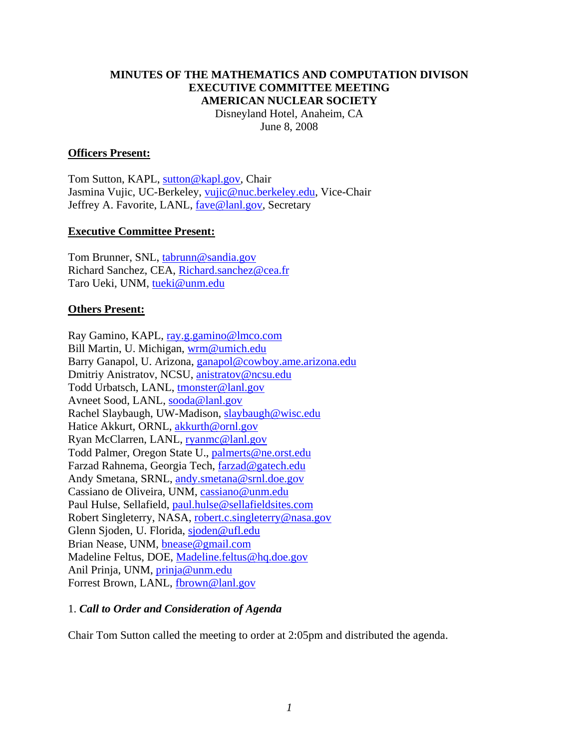**MINUTES OF THE MATHEMATICS AND COMPUTATION DIVISON**
**EXECUTIVE COMMITTEE MEETING**
**AMERICAN NUCLEAR SOCIETY**

Disneyland Hotel, Anaheim, CA
June 8, 2008

**Officers Present:**

Tom Sutton, KAPL, sutton@kapl.gov, Chair
Jasmina Vujic, UC-Berkeley, vujic@nuc.berkeley.edu, Vice-Chair
Jeffrey A. Favorite, LANL, fave@lanl.gov, Secretary

**Executive Committee Present:**

Tom Brunner, SNL, tabrunn@sandia.gov
Richard Sanchez, CEA, Richard.sanchez@cea.fr
Taro Ueki, UNM, tueki@unm.edu

**Others Present:**

Ray Gamino, KAPL, ray.g.gamino@lmco.com
Bill Martin, U. Michigan, wrm@umich.edu
Barry Ganapol, U. Arizona, ganapol@cowboy.ame.arizona.edu
Dmitriy Anistratov, NCSU, anistratov@ncsu.edu
Todd Urbatsch, LANL, tmonster@lanl.gov
Avneet Sood, LANL, sooda@lanl.gov
Rachel Slaybaugh, UW-Madison, slaybaugh@wisc.edu
Hatice Akkurt, ORNL, akkurth@ornl.gov
Ryan McClarren, LANL, ryanmc@lanl.gov
Todd Palmer, Oregon State U., palmerts@ne.orst.edu
Farzad Rahnema, Georgia Tech, farzad@gatech.edu
Andy Smetana, SRNL, andy.smetana@srnl.doe.gov
Cassiano de Oliveira, UNM, cassiano@unm.edu
Paul Hulse, Sellafield, paul.hulse@sellafieldsites.com
Robert Singleterry, NASA, robert.c.singleterry@nasa.gov
Glenn Sjoden, U. Florida, sjoden@ufl.edu
Brian Nease, UNM, bnease@gmail.com
Madeline Feltus, DOE, Madeline.feltus@hq.doe.gov
Anil Prinja, UNM, prinja@unm.edu
Forrest Brown, LANL, fbrown@lanl.gov

1. ***Call to Order and Consideration of Agenda***

Chair Tom Sutton called the meeting to order at 2:05pm and distributed the agenda.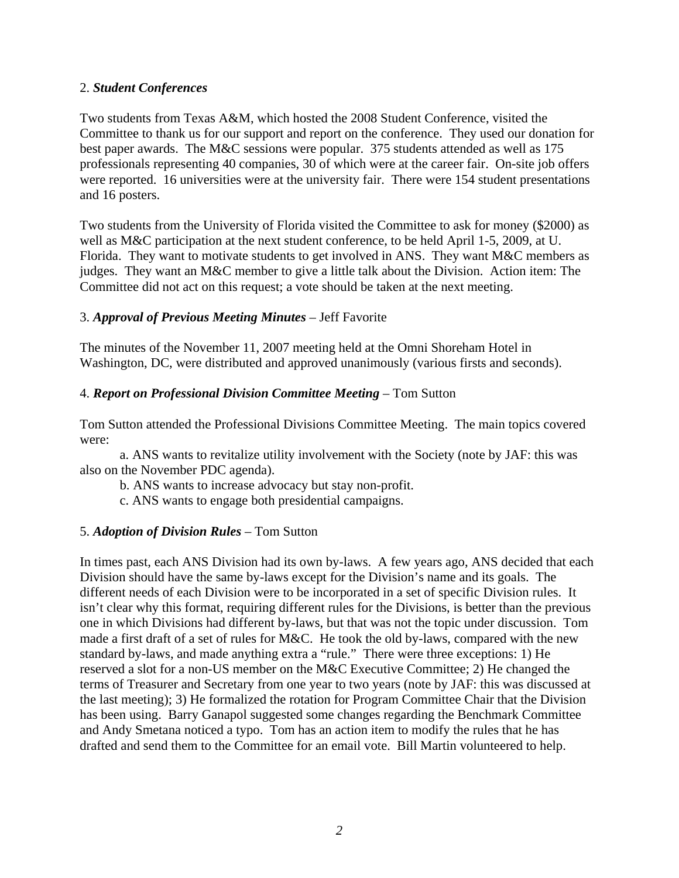2. ***Student Conferences***

Two students from Texas A&M, which hosted the 2008 Student Conference, visited the Committee to thank us for our support and report on the conference. They used our donation for best paper awards. The M&C sessions were popular. 375 students attended as well as 175 professionals representing 40 companies, 30 of which were at the career fair. On-site job offers were reported. 16 universities were at the university fair. There were 154 student presentations and 16 posters.

Two students from the University of Florida visited the Committee to ask for money ($2000) as well as M&C participation at the next student conference, to be held April 1-5, 2009, at U. Florida. They want to motivate students to get involved in ANS. They want M&C members as judges. They want an M&C member to give a little talk about the Division. Action item: The Committee did not act on this request; a vote should be taken at the next meeting.

3. ***Approval of Previous Meeting Minutes*** – Jeff Favorite

The minutes of the November 11, 2007 meeting held at the Omni Shoreham Hotel in Washington, DC, were distributed and approved unanimously (various firsts and seconds).

4. ***Report on Professional Division Committee Meeting*** – Tom Sutton

Tom Sutton attended the Professional Divisions Committee Meeting. The main topics covered were:

a. ANS wants to revitalize utility involvement with the Society (note by JAF: this was also on the November PDC agenda).

b. ANS wants to increase advocacy but stay non-profit.

c. ANS wants to engage both presidential campaigns.

5. ***Adoption of Division Rules*** – Tom Sutton

In times past, each ANS Division had its own by-laws. A few years ago, ANS decided that each Division should have the same by-laws except for the Division's name and its goals. The different needs of each Division were to be incorporated in a set of specific Division rules. It isn't clear why this format, requiring different rules for the Divisions, is better than the previous one in which Divisions had different by-laws, but that was not the topic under discussion. Tom made a first draft of a set of rules for M&C. He took the old by-laws, compared with the new standard by-laws, and made anything extra a "rule." There were three exceptions: 1) He reserved a slot for a non-US member on the M&C Executive Committee; 2) He changed the terms of Treasurer and Secretary from one year to two years (note by JAF: this was discussed at the last meeting); 3) He formalized the rotation for Program Committee Chair that the Division has been using. Barry Ganapol suggested some changes regarding the Benchmark Committee and Andy Smetana noticed a typo. Tom has an action item to modify the rules that he has drafted and send them to the Committee for an email vote. Bill Martin volunteered to help.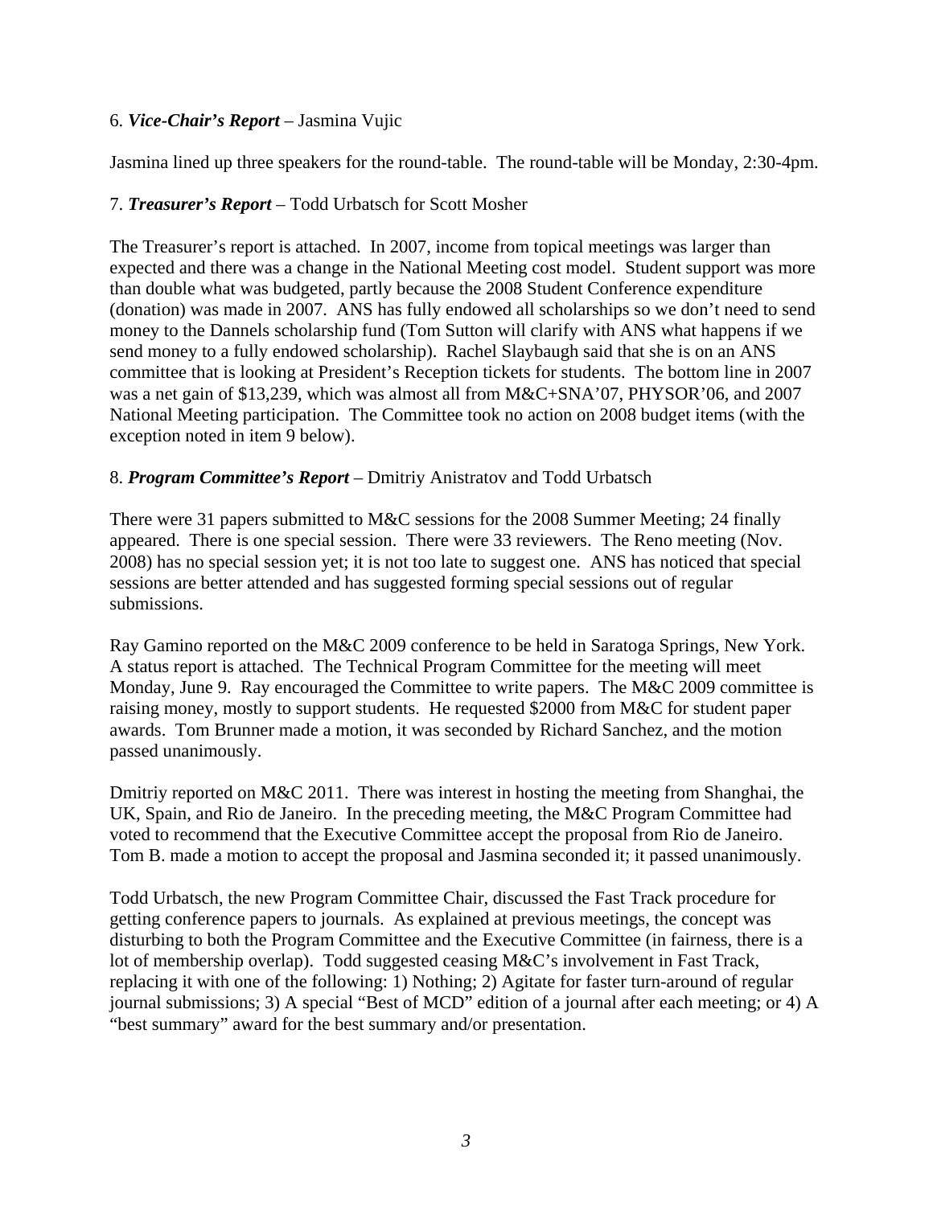6. ***Vice-Chair's Report*** – Jasmina Vujic

Jasmina lined up three speakers for the round-table. The round-table will be Monday, 2:30-4pm.

7. ***Treasurer's Report*** – Todd Urbatsch for Scott Mosher

The Treasurer's report is attached. In 2007, income from topical meetings was larger than expected and there was a change in the National Meeting cost model. Student support was more than double what was budgeted, partly because the 2008 Student Conference expenditure (donation) was made in 2007. ANS has fully endowed all scholarships so we don't need to send money to the Dannels scholarship fund (Tom Sutton will clarify with ANS what happens if we send money to a fully endowed scholarship). Rachel Slaybaugh said that she is on an ANS committee that is looking at President's Reception tickets for students. The bottom line in 2007 was a net gain of $13,239, which was almost all from M&C+SNA'07, PHYSOR'06, and 2007 National Meeting participation. The Committee took no action on 2008 budget items (with the exception noted in item 9 below).

8. ***Program Committee's Report*** – Dmitriy Anistratov and Todd Urbatsch

There were 31 papers submitted to M&C sessions for the 2008 Summer Meeting; 24 finally appeared. There is one special session. There were 33 reviewers. The Reno meeting (Nov. 2008) has no special session yet; it is not too late to suggest one. ANS has noticed that special sessions are better attended and has suggested forming special sessions out of regular submissions.

Ray Gamino reported on the M&C 2009 conference to be held in Saratoga Springs, New York. A status report is attached. The Technical Program Committee for the meeting will meet Monday, June 9. Ray encouraged the Committee to write papers. The M&C 2009 committee is raising money, mostly to support students. He requested $2000 from M&C for student paper awards. Tom Brunner made a motion, it was seconded by Richard Sanchez, and the motion passed unanimously.

Dmitriy reported on M&C 2011. There was interest in hosting the meeting from Shanghai, the UK, Spain, and Rio de Janeiro. In the preceding meeting, the M&C Program Committee had voted to recommend that the Executive Committee accept the proposal from Rio de Janeiro. Tom B. made a motion to accept the proposal and Jasmina seconded it; it passed unanimously.

Todd Urbatsch, the new Program Committee Chair, discussed the Fast Track procedure for getting conference papers to journals. As explained at previous meetings, the concept was disturbing to both the Program Committee and the Executive Committee (in fairness, there is a lot of membership overlap). Todd suggested ceasing M&C's involvement in Fast Track, replacing it with one of the following: 1) Nothing; 2) Agitate for faster turn-around of regular journal submissions; 3) A special "Best of MCD" edition of a journal after each meeting; or 4) A "best summary" award for the best summary and/or presentation.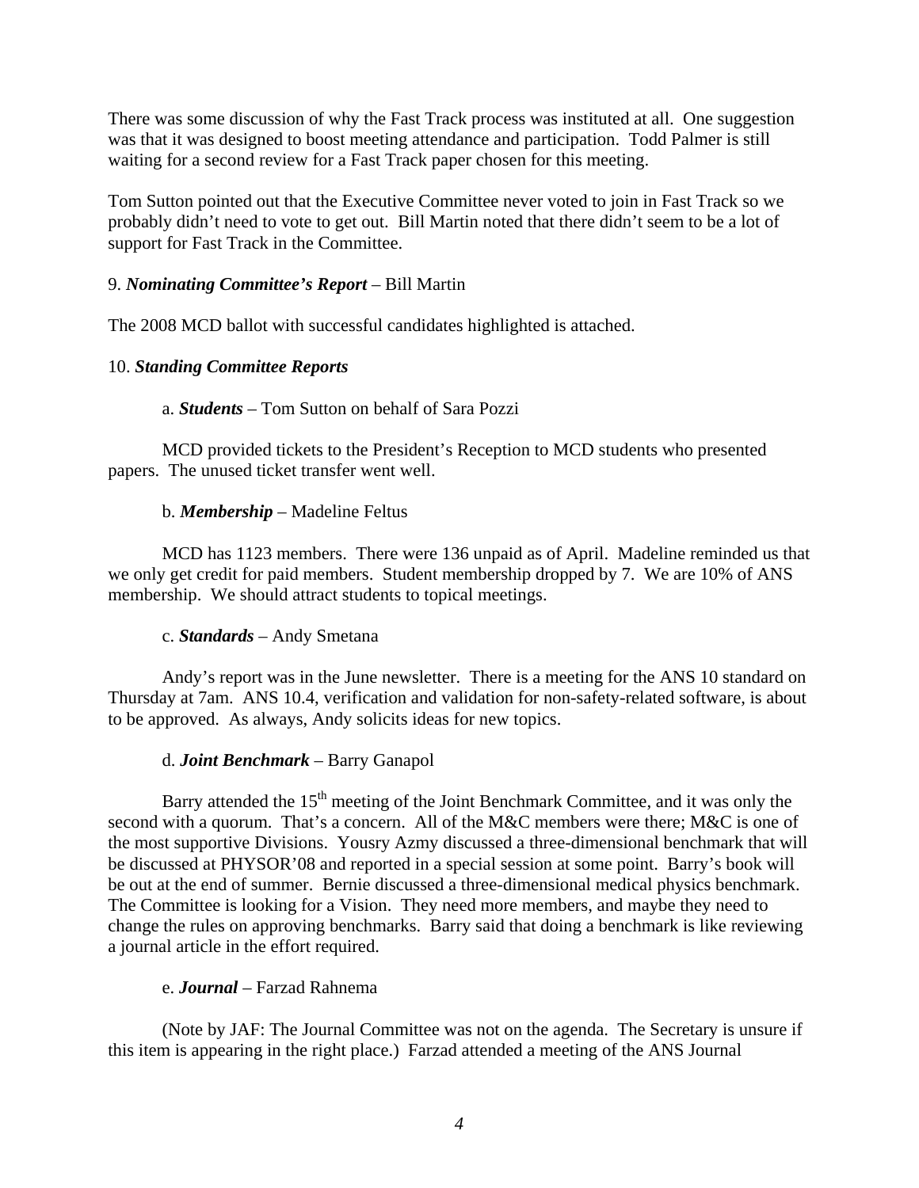There was some discussion of why the Fast Track process was instituted at all. One suggestion was that it was designed to boost meeting attendance and participation. Todd Palmer is still waiting for a second review for a Fast Track paper chosen for this meeting.

Tom Sutton pointed out that the Executive Committee never voted to join in Fast Track so we probably didn't need to vote to get out. Bill Martin noted that there didn't seem to be a lot of support for Fast Track in the Committee.

9. ***Nominating Committee's Report*** – Bill Martin

The 2008 MCD ballot with successful candidates highlighted is attached.

10. ***Standing Committee Reports***

a. ***Students*** – Tom Sutton on behalf of Sara Pozzi

MCD provided tickets to the President's Reception to MCD students who presented papers. The unused ticket transfer went well.

b. ***Membership*** – Madeline Feltus

MCD has 1123 members. There were 136 unpaid as of April. Madeline reminded us that we only get credit for paid members. Student membership dropped by 7. We are 10% of ANS membership. We should attract students to topical meetings.

c. ***Standards*** – Andy Smetana

Andy's report was in the June newsletter. There is a meeting for the ANS 10 standard on Thursday at 7am. ANS 10.4, verification and validation for non-safety-related software, is about to be approved. As always, Andy solicits ideas for new topics.

d. ***Joint Benchmark*** – Barry Ganapol

Barry attended the 15th meeting of the Joint Benchmark Committee, and it was only the second with a quorum. That's a concern. All of the M&C members were there; M&C is one of the most supportive Divisions. Yousry Azmy discussed a three-dimensional benchmark that will be discussed at PHYSOR'08 and reported in a special session at some point. Barry's book will be out at the end of summer. Bernie discussed a three-dimensional medical physics benchmark. The Committee is looking for a Vision. They need more members, and maybe they need to change the rules on approving benchmarks. Barry said that doing a benchmark is like reviewing a journal article in the effort required.

e. ***Journal*** – Farzad Rahnema

(Note by JAF: The Journal Committee was not on the agenda. The Secretary is unsure if this item is appearing in the right place.) Farzad attended a meeting of the ANS Journal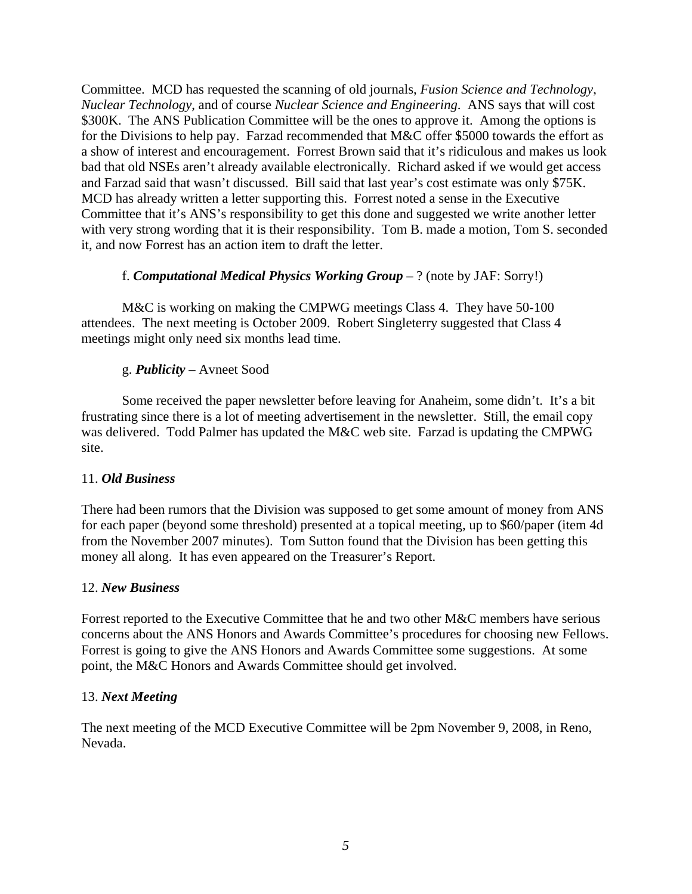Committee. MCD has requested the scanning of old journals, *Fusion Science and Technology*, *Nuclear Technology*, and of course *Nuclear Science and Engineering*. ANS says that will cost \$300K. The ANS Publication Committee will be the ones to approve it. Among the options is for the Divisions to help pay. Farzad recommended that M&C offer \$5000 towards the effort as a show of interest and encouragement. Forrest Brown said that it's ridiculous and makes us look bad that old NSEs aren't already available electronically. Richard asked if we would get access and Farzad said that wasn't discussed. Bill said that last year's cost estimate was only \$75K. MCD has already written a letter supporting this. Forrest noted a sense in the Executive Committee that it's ANS's responsibility to get this done and suggested we write another letter with very strong wording that it is their responsibility. Tom B. made a motion, Tom S. seconded it, and now Forrest has an action item to draft the letter.

f. ***Computational Medical Physics Working Group*** – ? (note by JAF: Sorry!)

M&C is working on making the CMPWG meetings Class 4. They have 50-100 attendees. The next meeting is October 2009. Robert Singleterry suggested that Class 4 meetings might only need six months lead time.

g. ***Publicity*** – Avneet Sood

Some received the paper newsletter before leaving for Anaheim, some didn't. It's a bit frustrating since there is a lot of meeting advertisement in the newsletter. Still, the email copy was delivered. Todd Palmer has updated the M&C web site. Farzad is updating the CMPWG site.

11. ***Old Business***

There had been rumors that the Division was supposed to get some amount of money from ANS for each paper (beyond some threshold) presented at a topical meeting, up to \$60/paper (item 4d from the November 2007 minutes). Tom Sutton found that the Division has been getting this money all along. It has even appeared on the Treasurer's Report.

12. ***New Business***

Forrest reported to the Executive Committee that he and two other M&C members have serious concerns about the ANS Honors and Awards Committee's procedures for choosing new Fellows. Forrest is going to give the ANS Honors and Awards Committee some suggestions. At some point, the M&C Honors and Awards Committee should get involved.

13. ***Next Meeting***

The next meeting of the MCD Executive Committee will be 2pm November 9, 2008, in Reno, Nevada.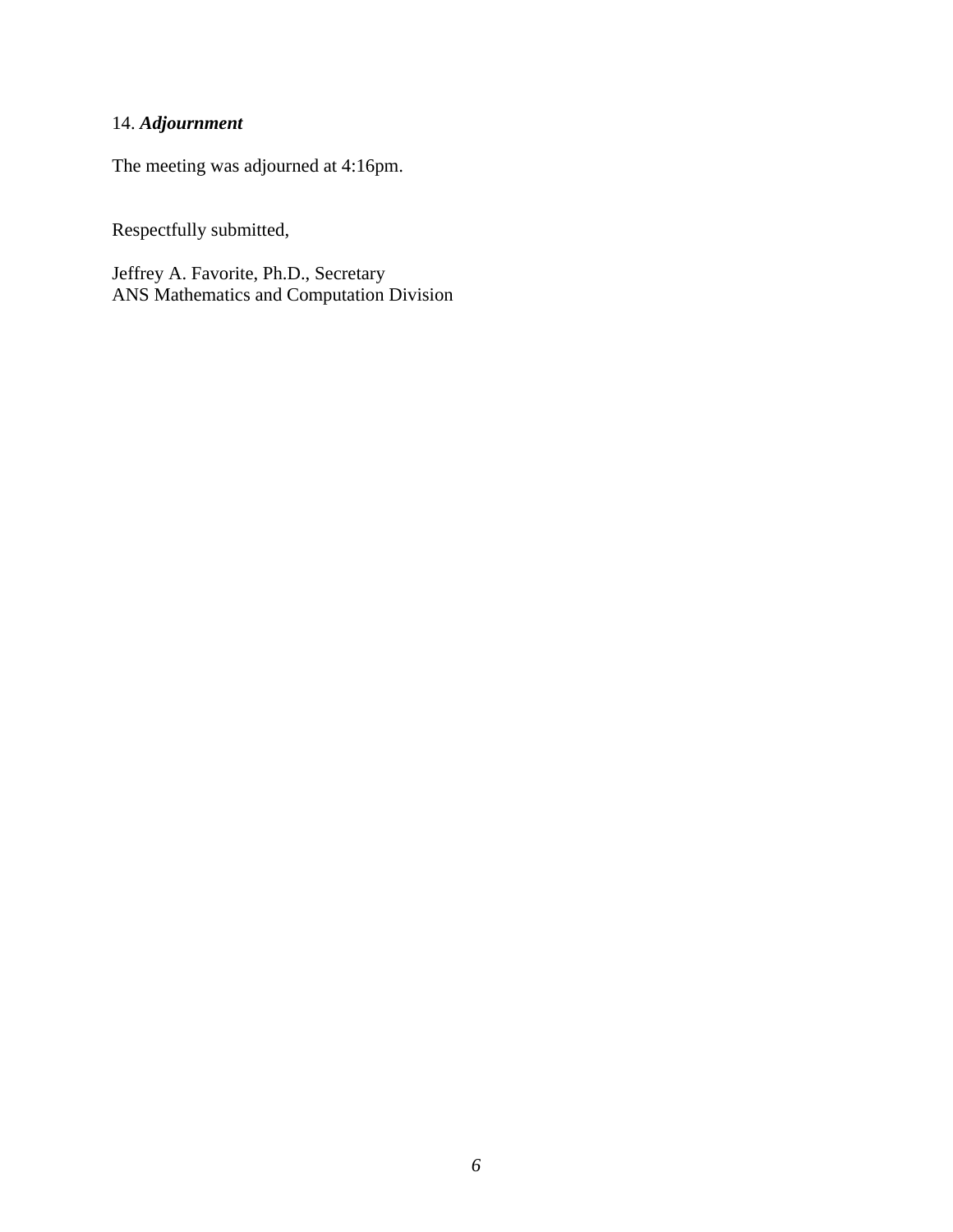14. ***Adjournment***

The meeting was adjourned at 4:16pm.

Respectfully submitted,

Jeffrey A. Favorite, Ph.D., Secretary
ANS Mathematics and Computation Division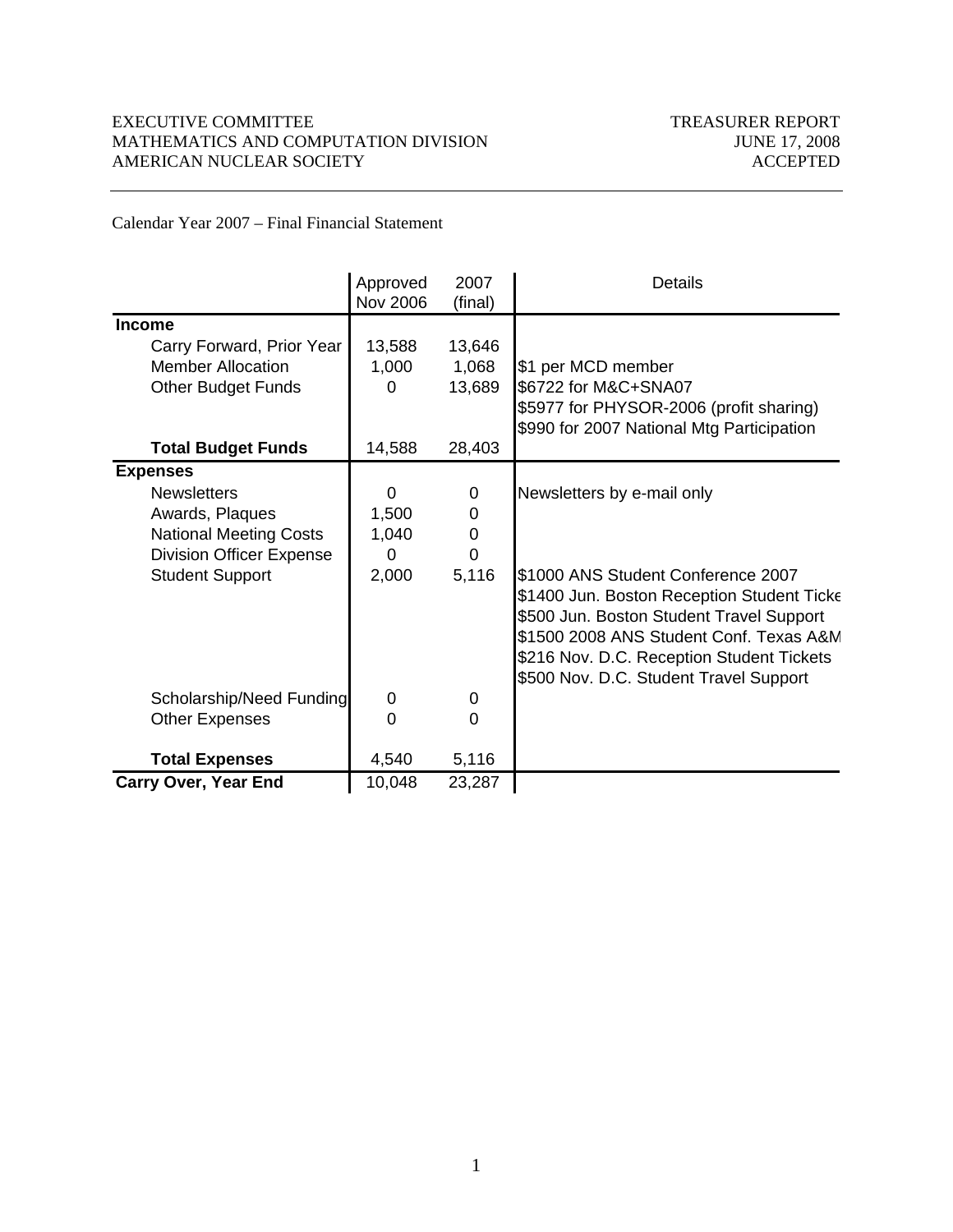EXECUTIVE COMMITTEE
MATHEMATICS AND COMPUTATION DIVISION
AMERICAN NUCLEAR SOCIETY

TREASURER REPORT
JUNE 17, 2008
ACCEPTED

Calendar Year 2007 – Final Financial Statement

| | Approved Nov 2006 | 2007 (final) | Details |
|---|---|---|---|
| **Income** | | | |
| Carry Forward, Prior Year | 13,588 | 13,646 | |
| Member Allocation | 1,000 | 1,068 | $1 per MCD member |
| Other Budget Funds | 0 | 13,689 | $6722 for M&C+SNA07<br>$5977 for PHYSOR-2006 (profit sharing)<br>$990 for 2007 National Mtg Participation |
| **Total Budget Funds** | 14,588 | 28,403 | |
| **Expenses** | | | |
| Newsletters | 0 | 0 | Newsletters by e-mail only |
| Awards, Plaques | 1,500 | 0 | |
| National Meeting Costs | 1,040 | 0 | |
| Division Officer Expense | 0 | 0 | |
| Student Support | 2,000 | 5,116 | $1000 ANS Student Conference 2007<br>$1400 Jun. Boston Reception Student Ticke<br>$500 Jun. Boston Student Travel Support<br>$1500 2008 ANS Student Conf. Texas A&M<br>$216 Nov. D.C. Reception Student Tickets<br>$500 Nov. D.C. Student Travel Support |
| Scholarship/Need Funding | 0 | 0 | |
| Other Expenses | 0 | 0 | |
| **Total Expenses** | 4,540 | 5,116 | |
| **Carry Over, Year End** | 10,048 | 23,287 | |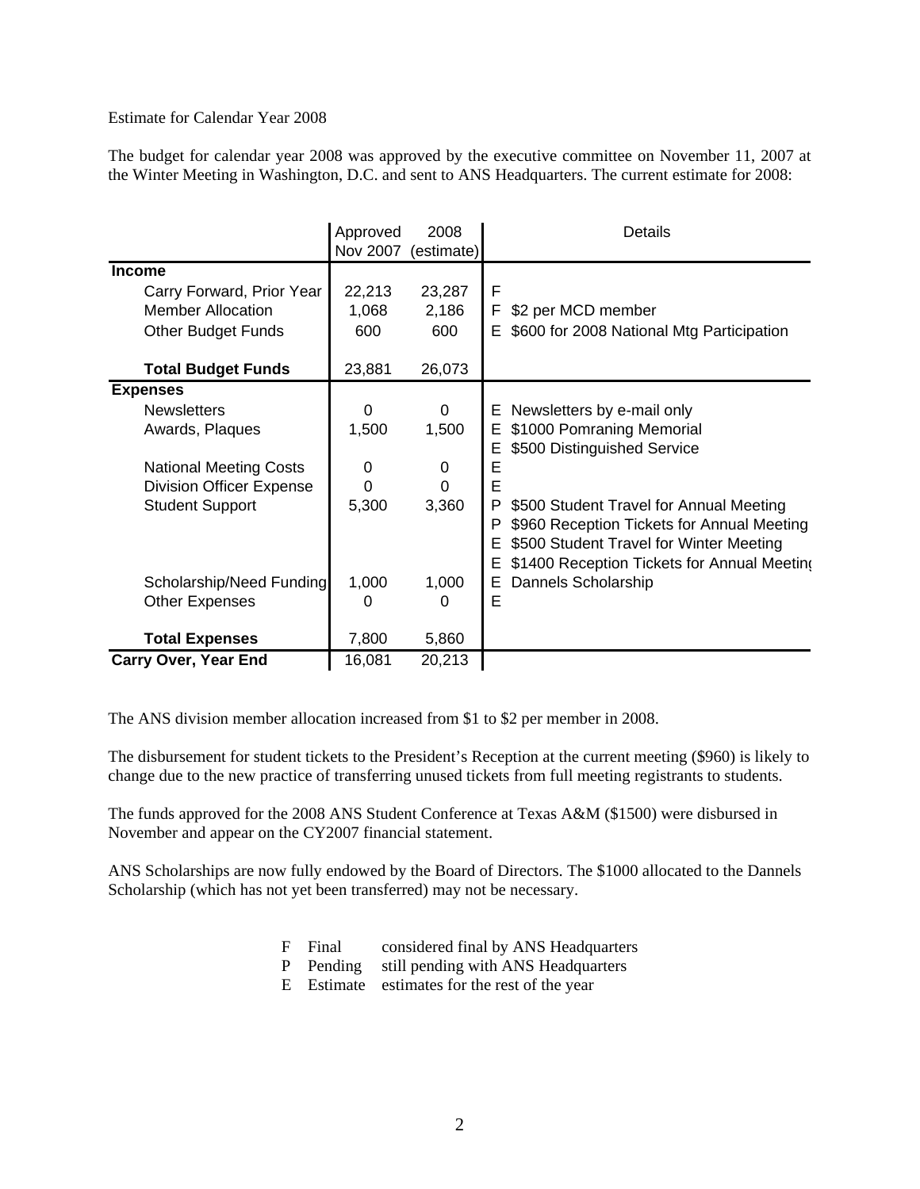Estimate for Calendar Year 2008

The budget for calendar year 2008 was approved by the executive committee on November 11, 2007 at the Winter Meeting in Washington, D.C. and sent to ANS Headquarters. The current estimate for 2008:

| | Approved Nov 2007 | 2008 (estimate) | | Details |
|---|---|---|---|---|
| **Income** | | | | |
| Carry Forward, Prior Year | 22,213 | 23,287 | F | |
| Member Allocation | 1,068 | 2,186 | F | $2 per MCD member |
| Other Budget Funds | 600 | 600 | E | $600 for 2008 National Mtg Participation |
| **Total Budget Funds** | 23,881 | 26,073 | | |
| **Expenses** | | | | |
| Newsletters | 0 | 0 | E | Newsletters by e-mail only |
| Awards, Plaques | 1,500 | 1,500 | E | $1000 Pomraning Memorial |
| | | | E | $500 Distinguished Service |
| National Meeting Costs | 0 | 0 | E | |
| Division Officer Expense | 0 | 0 | E | |
| Student Support | 5,300 | 3,360 | P | $500 Student Travel for Annual Meeting |
| | | | P | $960 Reception Tickets for Annual Meeting |
| | | | E | $500 Student Travel for Winter Meeting |
| | | | E | $1400 Reception Tickets for Annual Meeting |
| Scholarship/Need Funding | 1,000 | 1,000 | E | Dannels Scholarship |
| Other Expenses | 0 | 0 | E | |
| **Total Expenses** | 7,800 | 5,860 | | |
| **Carry Over, Year End** | 16,081 | 20,213 | | |

The ANS division member allocation increased from $1 to $2 per member in 2008.

The disbursement for student tickets to the President's Reception at the current meeting ($960) is likely to change due to the new practice of transferring unused tickets from full meeting registrants to students.

The funds approved for the 2008 ANS Student Conference at Texas A&M ($1500) were disbursed in November and appear on the CY2007 financial statement.

ANS Scholarships are now fully endowed by the Board of Directors. The $1000 allocated to the Dannels Scholarship (which has not yet been transferred) may not be necessary.

| | | |
|---|---|---|
| F | Final | considered final by ANS Headquarters |
| P | Pending | still pending with ANS Headquarters |
| E | Estimate | estimates for the rest of the year |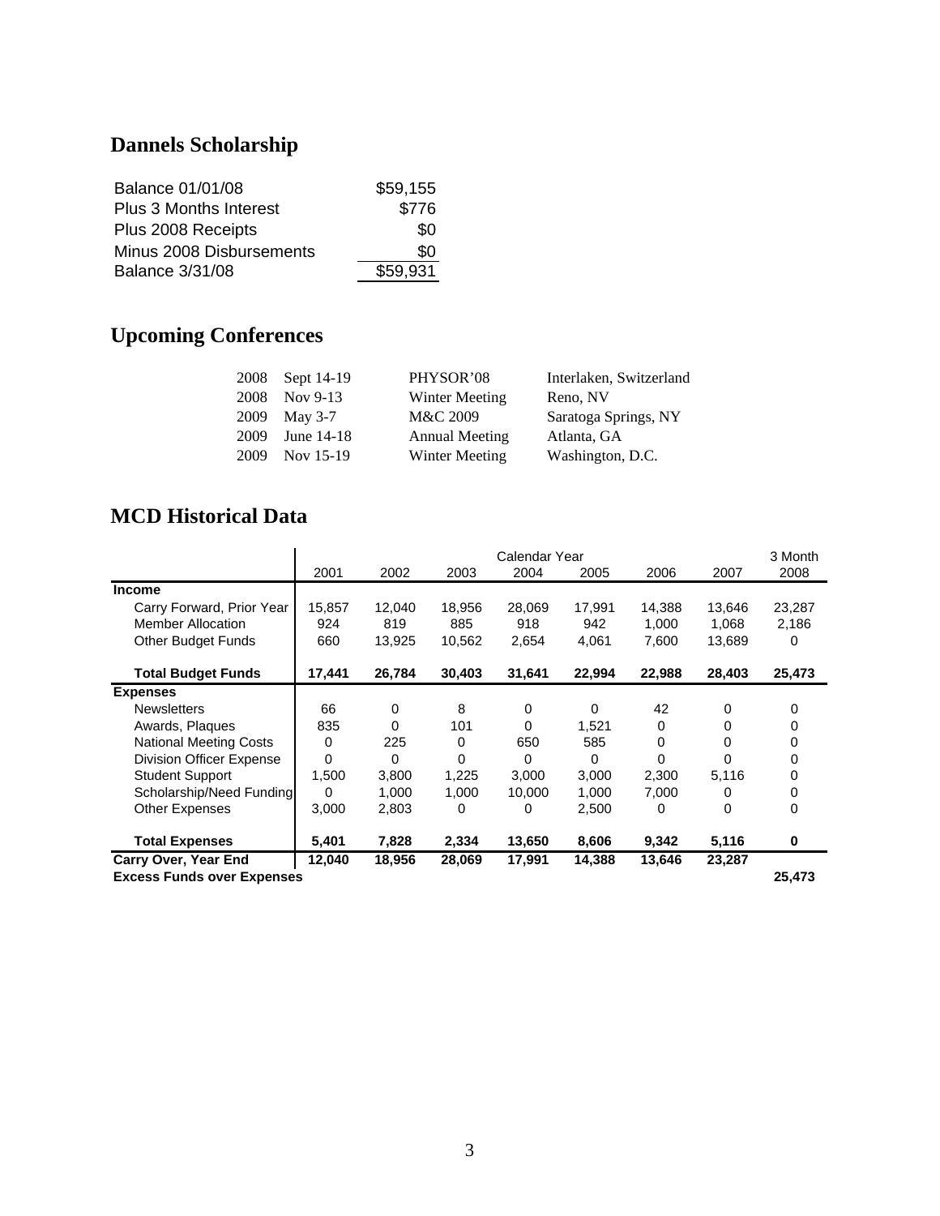## Dannels Scholarship

| | |
|---|---|
| Balance 01/01/08 | $59,155 |
| Plus 3 Months Interest | $776 |
| Plus 2008 Receipts | $0 |
| Minus 2008 Disbursements | $0 |
| Balance 3/31/08 | $59,931 |

## Upcoming Conferences

| | | | |
|---|---|---|---|
| 2008 | Sept 14-19 | PHYSOR'08 | Interlaken, Switzerland |
| 2008 | Nov 9-13 | Winter Meeting | Reno, NV |
| 2009 | May 3-7 | M&C 2009 | Saratoga Springs, NY |
| 2009 | June 14-18 | Annual Meeting | Atlanta, GA |
| 2009 | Nov 15-19 | Winter Meeting | Washington, D.C. |

## MCD Historical Data

| | Calendar Year | | | | | | | 3 Month |
|---|---|---|---|---|---|---|---|---|
| | 2001 | 2002 | 2003 | 2004 | 2005 | 2006 | 2007 | 2008 |
| **Income** | | | | | | | | |
| Carry Forward, Prior Year | 15,857 | 12,040 | 18,956 | 28,069 | 17,991 | 14,388 | 13,646 | 23,287 |
| Member Allocation | 924 | 819 | 885 | 918 | 942 | 1,000 | 1,068 | 2,186 |
| Other Budget Funds | 660 | 13,925 | 10,562 | 2,654 | 4,061 | 7,600 | 13,689 | 0 |
| **Total Budget Funds** | **17,441** | **26,784** | **30,403** | **31,641** | **22,994** | **22,988** | **28,403** | **25,473** |
| **Expenses** | | | | | | | | |
| Newsletters | 66 | 0 | 8 | 0 | 0 | 42 | 0 | 0 |
| Awards, Plaques | 835 | 0 | 101 | 0 | 1,521 | 0 | 0 | 0 |
| National Meeting Costs | 0 | 225 | 0 | 650 | 585 | 0 | 0 | 0 |
| Division Officer Expense | 0 | 0 | 0 | 0 | 0 | 0 | 0 | 0 |
| Student Support | 1,500 | 3,800 | 1,225 | 3,000 | 3,000 | 2,300 | 5,116 | 0 |
| Scholarship/Need Funding | 0 | 1,000 | 1,000 | 10,000 | 1,000 | 7,000 | 0 | 0 |
| Other Expenses | 3,000 | 2,803 | 0 | 0 | 2,500 | 0 | 0 | 0 |
| **Total Expenses** | **5,401** | **7,828** | **2,334** | **13,650** | **8,606** | **9,342** | **5,116** | **0** |
| **Carry Over, Year End** | **12,040** | **18,956** | **28,069** | **17,991** | **14,388** | **13,646** | **23,287** | |
| **Excess Funds over Expenses** | | | | | | | | **25,473** |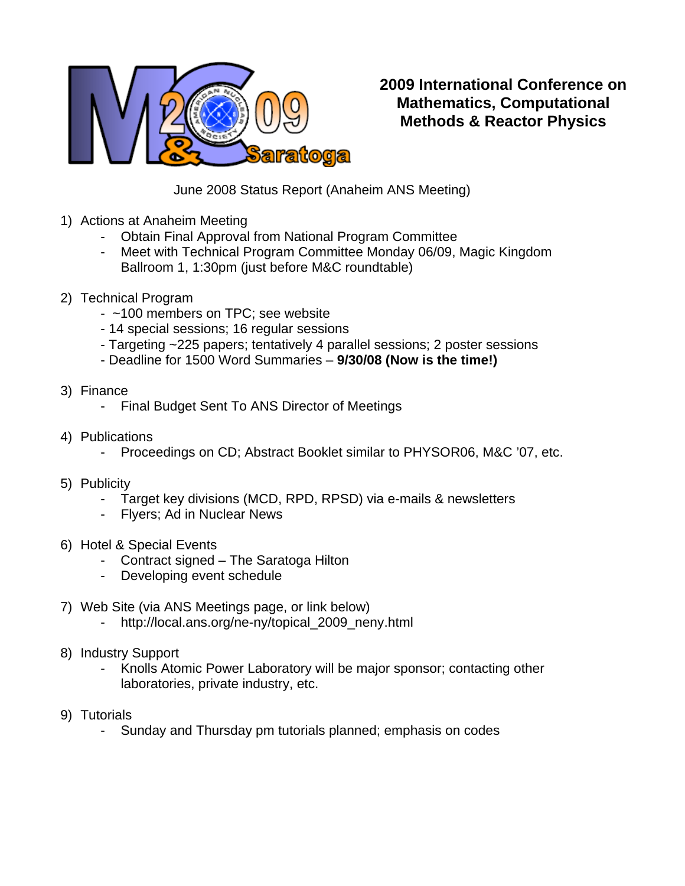# 2009 International Conference on Mathematics, Computational Methods & Reactor Physics

June 2008 Status Report (Anaheim ANS Meeting)

1) Actions at Anaheim Meeting
   - Obtain Final Approval from National Program Committee
   - Meet with Technical Program Committee Monday 06/09, Magic Kingdom Ballroom 1, 1:30pm (just before M&C roundtable)

2) Technical Program
   - ~100 members on TPC; see website
   - 14 special sessions; 16 regular sessions
   - Targeting ~225 papers; tentatively 4 parallel sessions; 2 poster sessions
   - Deadline for 1500 Word Summaries – **9/30/08 (Now is the time!)**

3) Finance
   - Final Budget Sent To ANS Director of Meetings

4) Publications
   - Proceedings on CD; Abstract Booklet similar to PHYSOR06, M&C '07, etc.

5) Publicity
   - Target key divisions (MCD, RPD, RPSD) via e-mails & newsletters
   - Flyers; Ad in Nuclear News

6) Hotel & Special Events
   - Contract signed – The Saratoga Hilton
   - Developing event schedule

7) Web Site (via ANS Meetings page, or link below)
   - http://local.ans.org/ne-ny/topical_2009_neny.html

8) Industry Support
   - Knolls Atomic Power Laboratory will be major sponsor; contacting other laboratories, private industry, etc.

9) Tutorials
   - Sunday and Thursday pm tutorials planned; emphasis on codes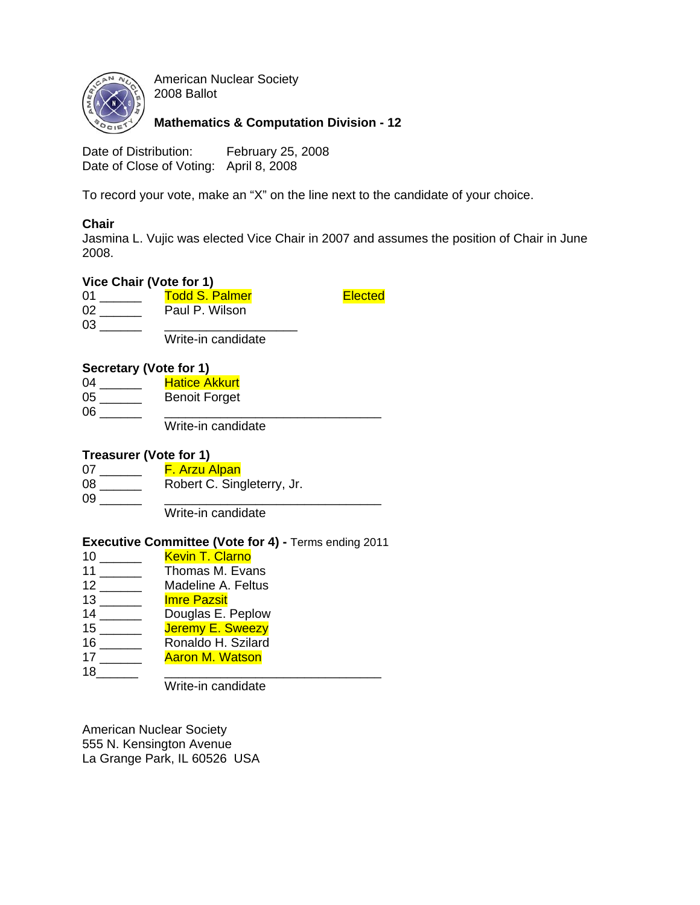American Nuclear Society
2008 Ballot

**Mathematics & Computation Division - 12**

Date of Distribution: February 25, 2008
Date of Close of Voting: April 8, 2008

To record your vote, make an "X" on the line next to the candidate of your choice.

**Chair**
Jasmina L. Vujic was elected Vice Chair in 2007 and assumes the position of Chair in June 2008.

**Vice Chair (Vote for 1)**

01 ______ Todd S. Palmer Elected
02 ______ Paul P. Wilson
03 ______ ________________
Write-in candidate

**Secretary (Vote for 1)**

04 ______ Hatice Akkurt
05 ______ Benoit Forget
06 ______ ________________________
Write-in candidate

**Treasurer (Vote for 1)**

07 ______ F. Arzu Alpan
08 ______ Robert C. Singleterry, Jr.
09 ______ ________________________
Write-in candidate

**Executive Committee (Vote for 4) -** Terms ending 2011

10 ______ Kevin T. Clarno
11 ______ Thomas M. Evans
12 ______ Madeline A. Feltus
13 ______ Imre Pazsit
14 ______ Douglas E. Peplow
15 ______ Jeremy E. Sweezy
16 ______ Ronaldo H. Szilard
17 ______ Aaron M. Watson
18______ ________________________
Write-in candidate

American Nuclear Society
555 N. Kensington Avenue
La Grange Park, IL 60526 USA